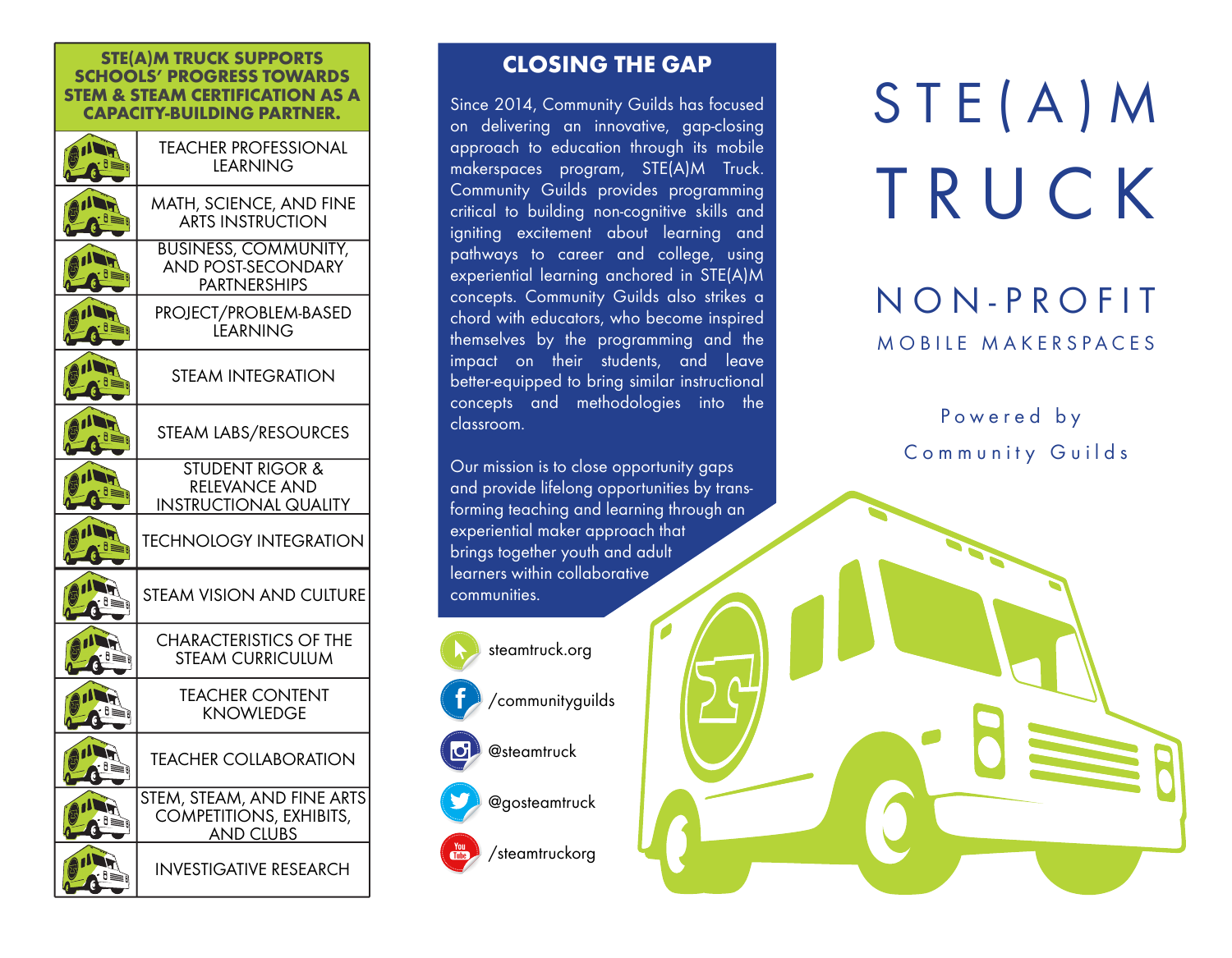# STE(A)M TRUCK

## NON-PROFIT

MOBILE MAKERSPACES

Powered by Community Guilds

## CLOSING THE GAP

Since 2014, Community Guilds has focused on delivering an innovative, gap-closing approach to education through its mobile makerspaces program, STE(A)M Truck. Community Guilds provides programming critical to building non-cognitive skills and igniting excitement about learning and pathways to career and college, using experiential learning anchored in STE(A)M concepts. Community Guilds also strikes a chord with educators, who become inspired themselves by the programming and the impact on their students, and leave better-equipped to bring similar instructional concepts and methodologies into the classroom.

Our mission is to close opportunity gaps and provide lifelong opportunities by transforming teaching and learning through an experiential maker approach that brings together youth and adult learners within collaborative communities.

- steamtruck.org
- /communityguilds
- @steamtruck
- @gosteamtruck
- /steamtruckorg

## STE(A)M TRUCK SUPPORTS SCHOOLS' PROGRESS TOWARDS STEM & STEAM CERTIFICATION AS A CAPACITY-BUILDING PARTNER.

- TEACHER PROFESSIONAL LEARNING
- MATH, SCIENCE, AND FINE ARTS INSTRUCTION
- BUSINESS, COMMUNITY, AND POST-SECONDARY PARTNERSHIPS
- PROJECT/PROBLEM-BASED LEARNING
- STEAM INTEGRATION
- STEAM LABS/RESOURCES
- STUDENT RIGOR & RELEVANCE AND INSTRUCTIONAL QUALITY
- TECHNOLOGY INTEGRATION
- STEAM VISION AND CULTURE
- CHARACTERISTICS OF THE STEAM CURRICULUM
- TEACHER CONTENT KNOWLEDGE
- TEACHER COLLABORATION
- STEM, STEAM, AND FINE ARTS COMPETITIONS, EXHIBITS, AND CLUBS
- INVESTIGATIVE RESEARCH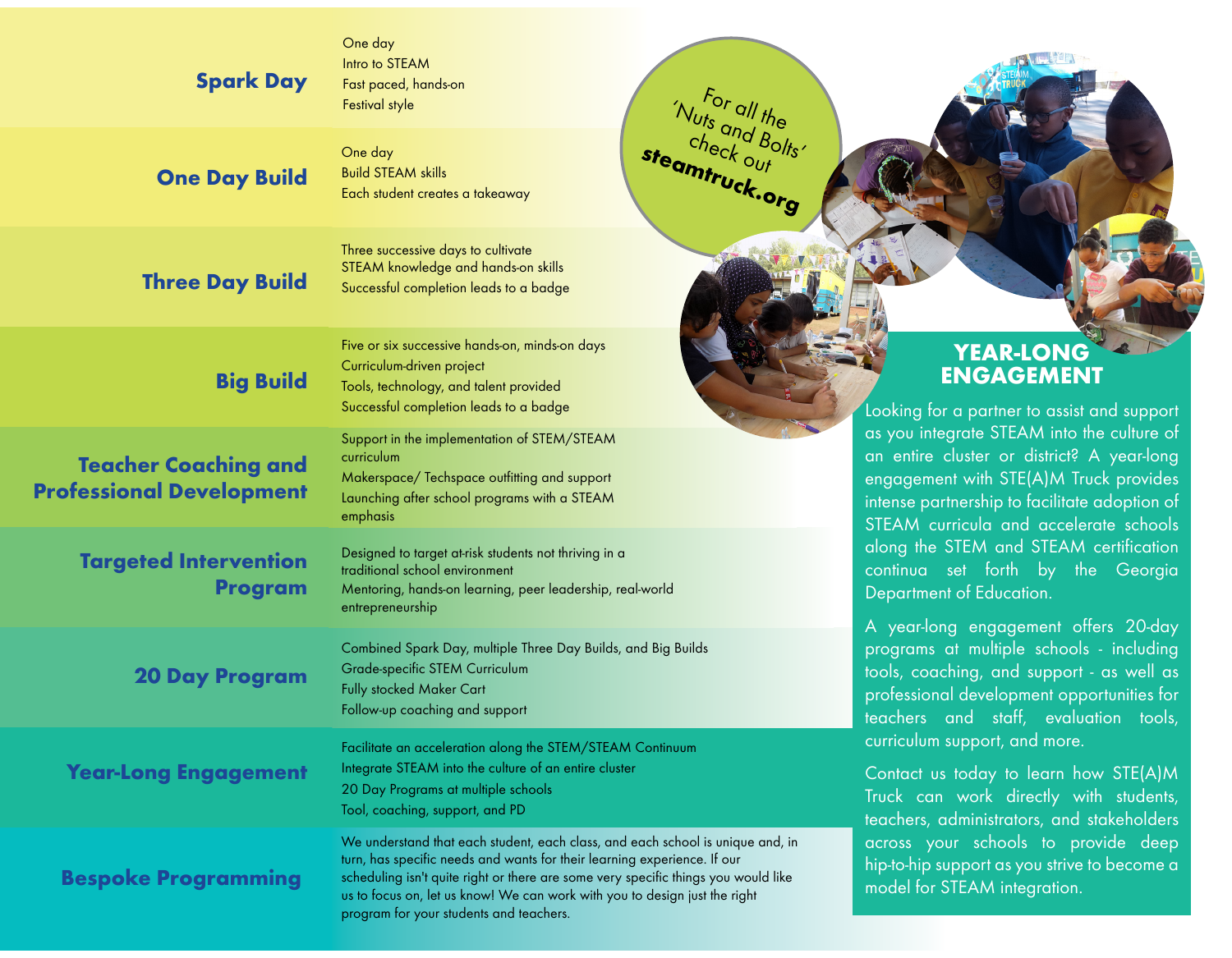| | |
|---|---|
| **Spark Day** | One day<br>Intro to STEAM<br>Fast paced, hands-on<br>Festival style |
| **One Day Build** | One day<br>Build STEAM skills<br>Each student creates a takeaway |
| **Three Day Build** | Three successive days to cultivate STEAM knowledge and hands-on skills<br>Successful completion leads to a badge |
| **Big Build** | Five or six successive hands-on, minds-on days<br>Curriculum-driven project<br>Tools, technology, and talent provided<br>Successful completion leads to a badge |
| **Teacher Coaching and Professional Development** | Support in the implementation of STEM/STEAM curriculum<br>Makerspace/ Techspace outfitting and support<br>Launching after school programs with a STEAM emphasis |
| **Targeted Intervention Program** | Designed to target at-risk students not thriving in a traditional school environment<br>Mentoring, hands-on learning, peer leadership, real-world entrepreneurship |
| **20 Day Program** | Combined Spark Day, multiple Three Day Builds, and Big Builds<br>Grade-specific STEM Curriculum<br>Fully stocked Maker Cart<br>Follow-up coaching and support |
| **Year-Long Engagement** | Facilitate an acceleration along the STEM/STEAM Continuum<br>Integrate STEAM into the culture of an entire cluster<br>20 Day Programs at multiple schools<br>Tool, coaching, support, and PD |
| **Bespoke Programming** | We understand that each student, each class, and each school is unique and, in turn, has specific needs and wants for their learning experience. If our scheduling isn't quite right or there are some very specific things you would like us to focus on, let us know! We can work with you to design just the right program for your students and teachers. |

For all the 'Nuts and Bolts' check out **steamtruck.org**

## YEAR-LONG ENGAGEMENT

Looking for a partner to assist and support as you integrate STEAM into the culture of an entire cluster or district? A year-long engagement with STE(A)M Truck provides intense partnership to facilitate adoption of STEAM curricula and accelerate schools along the STEM and STEAM certification continua set forth by the Georgia Department of Education.

A year-long engagement offers 20-day programs at multiple schools - including tools, coaching, and support - as well as professional development opportunities for teachers and staff, evaluation tools, curriculum support, and more.

Contact us today to learn how STE(A)M Truck can work directly with students, teachers, administrators, and stakeholders across your schools to provide deep hip-to-hip support as you strive to become a model for STEAM integration.